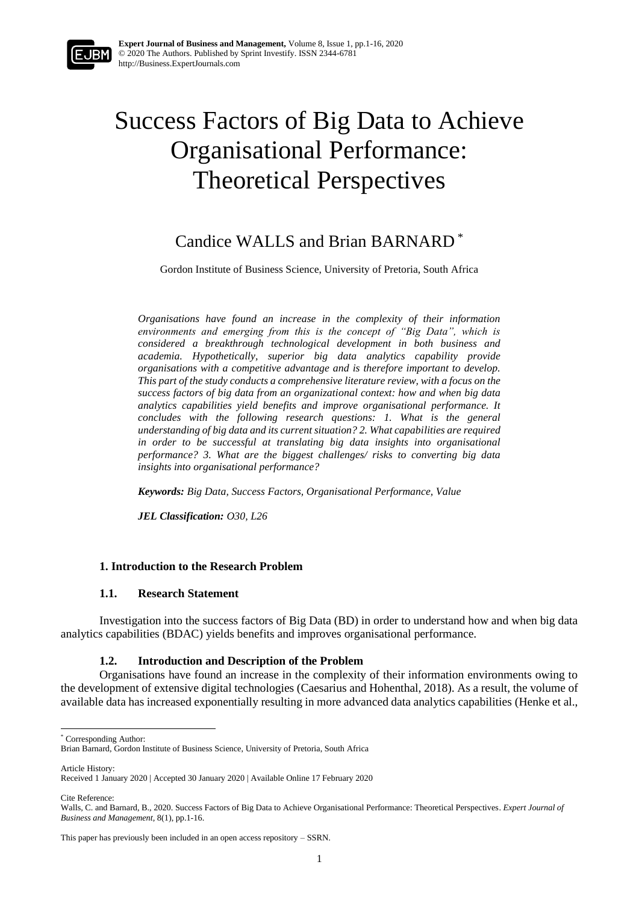# Success Factors of Big Data to Achieve Organisational Performance: Theoretical Perspectives

Candice WALLS and Brian BARNARD [*]

Gordon Institute of Business Science, University of Pretoria, South Africa

*Organisations have found an increase in the complexity of their information environments and emerging from this is the concept of "Big Data", which is considered a breakthrough technological development in both business and academia. Hypothetically, superior big data analytics capability provide organisations with a competitive advantage and is therefore important to develop. This part of the study conducts a comprehensive literature review, with a focus on the success factors of big data from an organizational context: how and when big data analytics capabilities yield benefits and improve organisational performance. It concludes with the following research questions: 1. What is the general understanding of big data and its current situation? 2. What capabilities are required in order to be successful at translating big data insights into organisational performance? 3. What are the biggest challenges/ risks to converting big data insights into organisational performance?*

***Keywords:*** *Big Data, Success Factors, Organisational Performance, Value*

***JEL Classification:*** *O30, L26*

## 1. Introduction to the Research Problem

### 1.1. Research Statement

Investigation into the success factors of Big Data (BD) in order to understand how and when big data analytics capabilities (BDAC) yields benefits and improves organisational performance.

### 1.2. Introduction and Description of the Problem

Organisations have found an increase in the complexity of their information environments owing to the development of extensive digital technologies (Caesarius and Hohenthal, 2018). As a result, the volume of available data has increased exponentially resulting in more advanced data analytics capabilities (Henke et al.,

---

[*] Corresponding Author:
Brian Barnard, Gordon Institute of Business Science, University of Pretoria, South Africa

Article History:
Received 1 January 2020 | Accepted 30 January 2020 | Available Online 17 February 2020

Cite Reference:
Walls, C. and Barnard, B., 2020. Success Factors of Big Data to Achieve Organisational Performance: Theoretical Perspectives. *Expert Journal of Business and Management,* 8(1), pp.1-16.

This paper has previously been included in an open access repository – SSRN.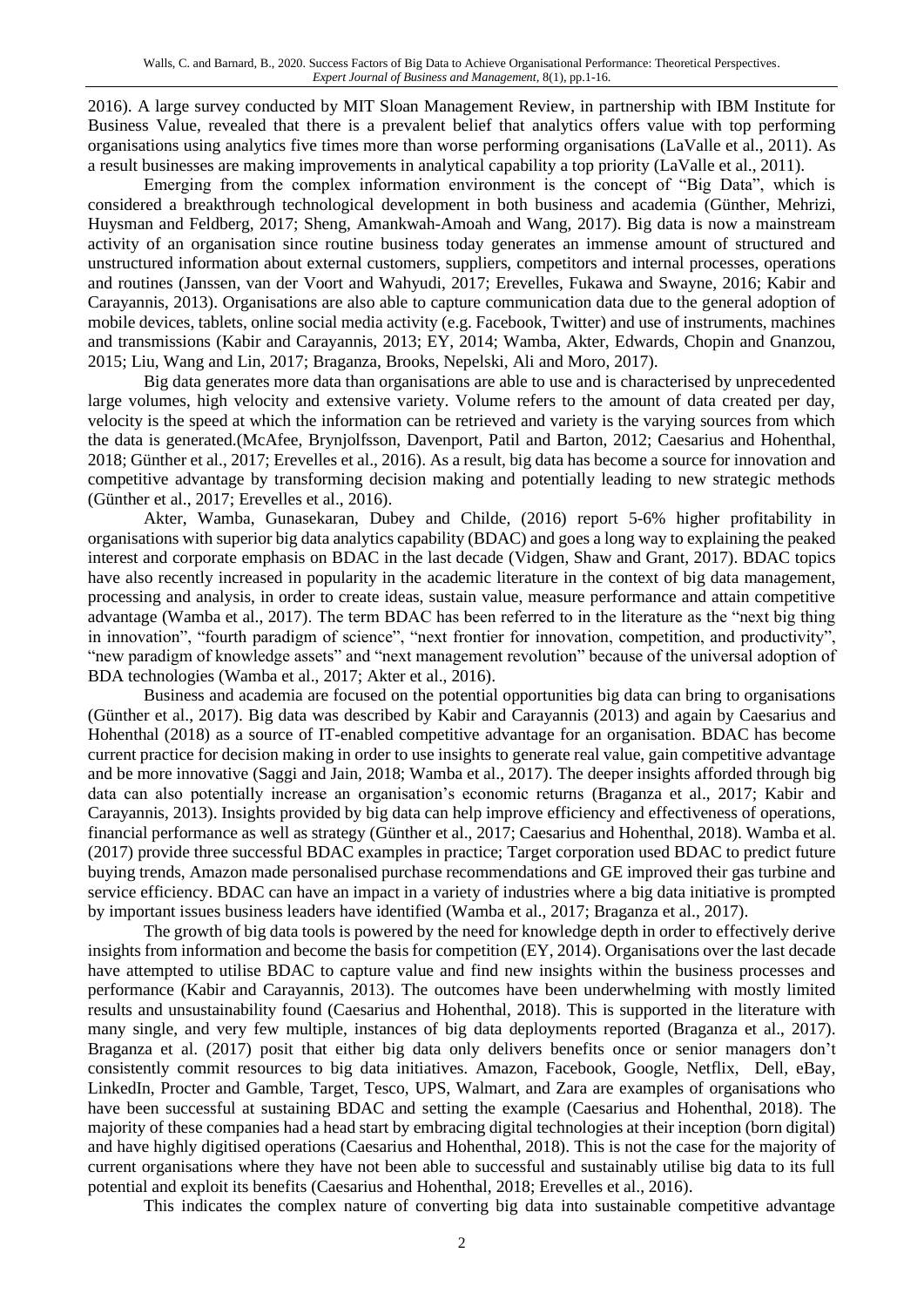2016). A large survey conducted by MIT Sloan Management Review, in partnership with IBM Institute for Business Value, revealed that there is a prevalent belief that analytics offers value with top performing organisations using analytics five times more than worse performing organisations (LaValle et al., 2011). As a result businesses are making improvements in analytical capability a top priority (LaValle et al., 2011).

Emerging from the complex information environment is the concept of "Big Data", which is considered a breakthrough technological development in both business and academia (Günther, Mehrizi, Huysman and Feldberg, 2017; Sheng, Amankwah-Amoah and Wang, 2017). Big data is now a mainstream activity of an organisation since routine business today generates an immense amount of structured and unstructured information about external customers, suppliers, competitors and internal processes, operations and routines (Janssen, van der Voort and Wahyudi, 2017; Erevelles, Fukawa and Swayne, 2016; Kabir and Carayannis, 2013). Organisations are also able to capture communication data due to the general adoption of mobile devices, tablets, online social media activity (e.g. Facebook, Twitter) and use of instruments, machines and transmissions (Kabir and Carayannis, 2013; EY, 2014; Wamba, Akter, Edwards, Chopin and Gnanzou, 2015; Liu, Wang and Lin, 2017; Braganza, Brooks, Nepelski, Ali and Moro, 2017).

Big data generates more data than organisations are able to use and is characterised by unprecedented large volumes, high velocity and extensive variety. Volume refers to the amount of data created per day, velocity is the speed at which the information can be retrieved and variety is the varying sources from which the data is generated.(McAfee, Brynjolfsson, Davenport, Patil and Barton, 2012; Caesarius and Hohenthal, 2018; Günther et al., 2017; Erevelles et al., 2016). As a result, big data has become a source for innovation and competitive advantage by transforming decision making and potentially leading to new strategic methods (Günther et al., 2017; Erevelles et al., 2016).

Akter, Wamba, Gunasekaran, Dubey and Childe, (2016) report 5-6% higher profitability in organisations with superior big data analytics capability (BDAC) and goes a long way to explaining the peaked interest and corporate emphasis on BDAC in the last decade (Vidgen, Shaw and Grant, 2017). BDAC topics have also recently increased in popularity in the academic literature in the context of big data management, processing and analysis, in order to create ideas, sustain value, measure performance and attain competitive advantage (Wamba et al., 2017). The term BDAC has been referred to in the literature as the "next big thing in innovation", "fourth paradigm of science", "next frontier for innovation, competition, and productivity", "new paradigm of knowledge assets" and "next management revolution" because of the universal adoption of BDA technologies (Wamba et al., 2017; Akter et al., 2016).

Business and academia are focused on the potential opportunities big data can bring to organisations (Günther et al., 2017). Big data was described by Kabir and Carayannis (2013) and again by Caesarius and Hohenthal (2018) as a source of IT-enabled competitive advantage for an organisation. BDAC has become current practice for decision making in order to use insights to generate real value, gain competitive advantage and be more innovative (Saggi and Jain, 2018; Wamba et al., 2017). The deeper insights afforded through big data can also potentially increase an organisation's economic returns (Braganza et al., 2017; Kabir and Carayannis, 2013). Insights provided by big data can help improve efficiency and effectiveness of operations, financial performance as well as strategy (Günther et al., 2017; Caesarius and Hohenthal, 2018). Wamba et al. (2017) provide three successful BDAC examples in practice; Target corporation used BDAC to predict future buying trends, Amazon made personalised purchase recommendations and GE improved their gas turbine and service efficiency. BDAC can have an impact in a variety of industries where a big data initiative is prompted by important issues business leaders have identified (Wamba et al., 2017; Braganza et al., 2017).

The growth of big data tools is powered by the need for knowledge depth in order to effectively derive insights from information and become the basis for competition (EY, 2014). Organisations over the last decade have attempted to utilise BDAC to capture value and find new insights within the business processes and performance (Kabir and Carayannis, 2013). The outcomes have been underwhelming with mostly limited results and unsustainability found (Caesarius and Hohenthal, 2018). This is supported in the literature with many single, and very few multiple, instances of big data deployments reported (Braganza et al., 2017). Braganza et al. (2017) posit that either big data only delivers benefits once or senior managers don't consistently commit resources to big data initiatives. Amazon, Facebook, Google, Netflix, Dell, eBay, LinkedIn, Procter and Gamble, Target, Tesco, UPS, Walmart, and Zara are examples of organisations who have been successful at sustaining BDAC and setting the example (Caesarius and Hohenthal, 2018). The majority of these companies had a head start by embracing digital technologies at their inception (born digital) and have highly digitised operations (Caesarius and Hohenthal, 2018). This is not the case for the majority of current organisations where they have not been able to successful and sustainably utilise big data to its full potential and exploit its benefits (Caesarius and Hohenthal, 2018; Erevelles et al., 2016).

This indicates the complex nature of converting big data into sustainable competitive advantage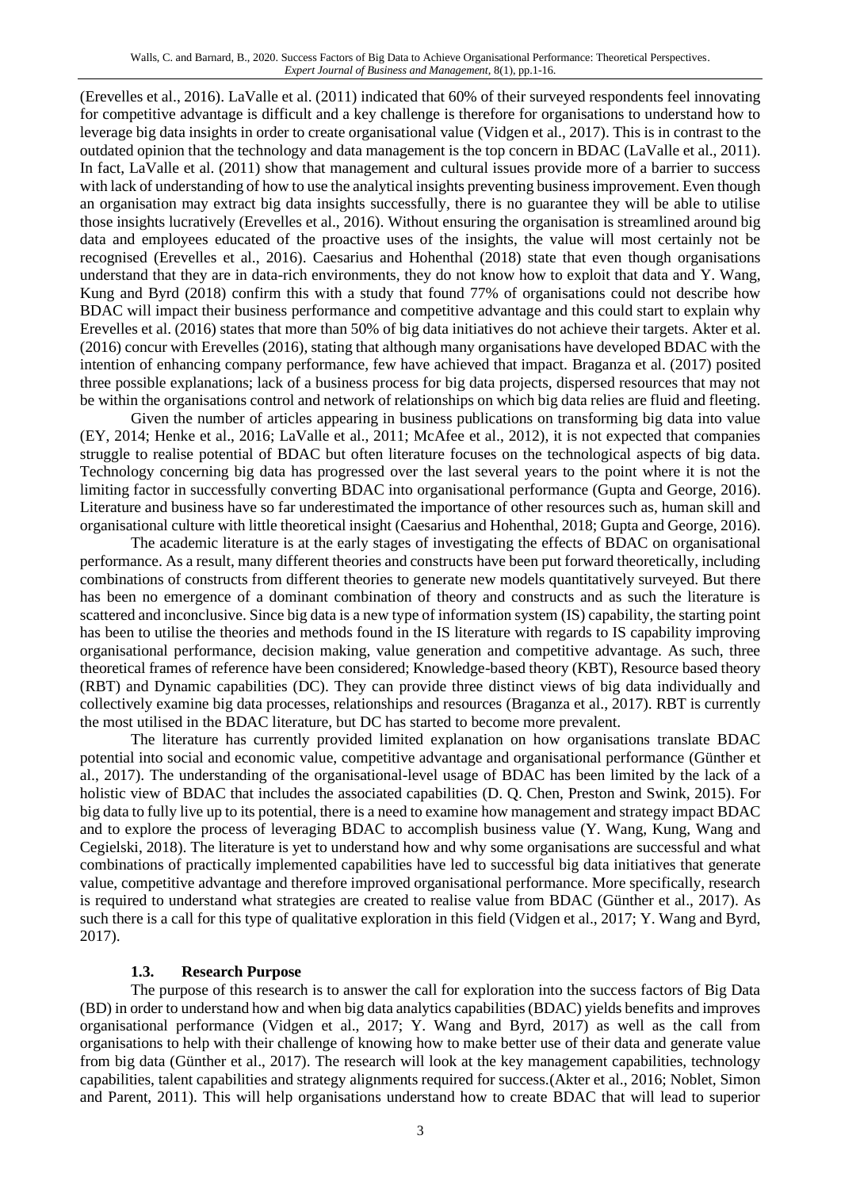(Erevelles et al., 2016). LaValle et al. (2011) indicated that 60% of their surveyed respondents feel innovating for competitive advantage is difficult and a key challenge is therefore for organisations to understand how to leverage big data insights in order to create organisational value (Vidgen et al., 2017). This is in contrast to the outdated opinion that the technology and data management is the top concern in BDAC (LaValle et al., 2011). In fact, LaValle et al. (2011) show that management and cultural issues provide more of a barrier to success with lack of understanding of how to use the analytical insights preventing business improvement. Even though an organisation may extract big data insights successfully, there is no guarantee they will be able to utilise those insights lucratively (Erevelles et al., 2016). Without ensuring the organisation is streamlined around big data and employees educated of the proactive uses of the insights, the value will most certainly not be recognised (Erevelles et al., 2016). Caesarius and Hohenthal (2018) state that even though organisations understand that they are in data-rich environments, they do not know how to exploit that data and Y. Wang, Kung and Byrd (2018) confirm this with a study that found 77% of organisations could not describe how BDAC will impact their business performance and competitive advantage and this could start to explain why Erevelles et al. (2016) states that more than 50% of big data initiatives do not achieve their targets. Akter et al. (2016) concur with Erevelles (2016), stating that although many organisations have developed BDAC with the intention of enhancing company performance, few have achieved that impact. Braganza et al. (2017) posited three possible explanations; lack of a business process for big data projects, dispersed resources that may not be within the organisations control and network of relationships on which big data relies are fluid and fleeting.

Given the number of articles appearing in business publications on transforming big data into value (EY, 2014; Henke et al., 2016; LaValle et al., 2011; McAfee et al., 2012), it is not expected that companies struggle to realise potential of BDAC but often literature focuses on the technological aspects of big data. Technology concerning big data has progressed over the last several years to the point where it is not the limiting factor in successfully converting BDAC into organisational performance (Gupta and George, 2016). Literature and business have so far underestimated the importance of other resources such as, human skill and organisational culture with little theoretical insight (Caesarius and Hohenthal, 2018; Gupta and George, 2016).

The academic literature is at the early stages of investigating the effects of BDAC on organisational performance. As a result, many different theories and constructs have been put forward theoretically, including combinations of constructs from different theories to generate new models quantitatively surveyed. But there has been no emergence of a dominant combination of theory and constructs and as such the literature is scattered and inconclusive. Since big data is a new type of information system (IS) capability, the starting point has been to utilise the theories and methods found in the IS literature with regards to IS capability improving organisational performance, decision making, value generation and competitive advantage. As such, three theoretical frames of reference have been considered; Knowledge-based theory (KBT), Resource based theory (RBT) and Dynamic capabilities (DC). They can provide three distinct views of big data individually and collectively examine big data processes, relationships and resources (Braganza et al., 2017). RBT is currently the most utilised in the BDAC literature, but DC has started to become more prevalent.

The literature has currently provided limited explanation on how organisations translate BDAC potential into social and economic value, competitive advantage and organisational performance (Günther et al., 2017). The understanding of the organisational-level usage of BDAC has been limited by the lack of a holistic view of BDAC that includes the associated capabilities (D. Q. Chen, Preston and Swink, 2015). For big data to fully live up to its potential, there is a need to examine how management and strategy impact BDAC and to explore the process of leveraging BDAC to accomplish business value (Y. Wang, Kung, Wang and Cegielski, 2018). The literature is yet to understand how and why some organisations are successful and what combinations of practically implemented capabilities have led to successful big data initiatives that generate value, competitive advantage and therefore improved organisational performance. More specifically, research is required to understand what strategies are created to realise value from BDAC (Günther et al., 2017). As such there is a call for this type of qualitative exploration in this field (Vidgen et al., 2017; Y. Wang and Byrd, 2017).

### 1.3. Research Purpose

The purpose of this research is to answer the call for exploration into the success factors of Big Data (BD) in order to understand how and when big data analytics capabilities (BDAC) yields benefits and improves organisational performance (Vidgen et al., 2017; Y. Wang and Byrd, 2017) as well as the call from organisations to help with their challenge of knowing how to make better use of their data and generate value from big data (Günther et al., 2017). The research will look at the key management capabilities, technology capabilities, talent capabilities and strategy alignments required for success.(Akter et al., 2016; Noblet, Simon and Parent, 2011). This will help organisations understand how to create BDAC that will lead to superior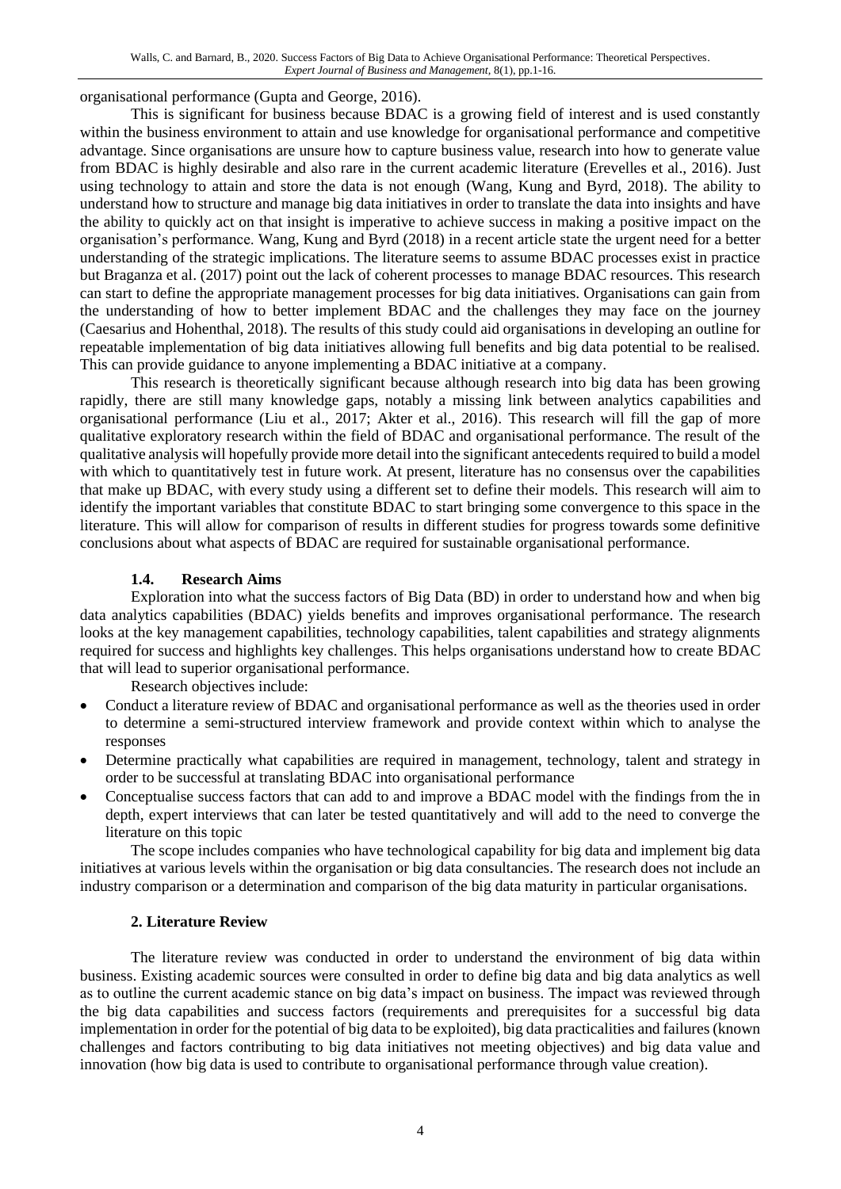organisational performance (Gupta and George, 2016).

This is significant for business because BDAC is a growing field of interest and is used constantly within the business environment to attain and use knowledge for organisational performance and competitive advantage. Since organisations are unsure how to capture business value, research into how to generate value from BDAC is highly desirable and also rare in the current academic literature (Erevelles et al., 2016). Just using technology to attain and store the data is not enough (Wang, Kung and Byrd, 2018). The ability to understand how to structure and manage big data initiatives in order to translate the data into insights and have the ability to quickly act on that insight is imperative to achieve success in making a positive impact on the organisation's performance. Wang, Kung and Byrd (2018) in a recent article state the urgent need for a better understanding of the strategic implications. The literature seems to assume BDAC processes exist in practice but Braganza et al. (2017) point out the lack of coherent processes to manage BDAC resources. This research can start to define the appropriate management processes for big data initiatives. Organisations can gain from the understanding of how to better implement BDAC and the challenges they may face on the journey (Caesarius and Hohenthal, 2018). The results of this study could aid organisations in developing an outline for repeatable implementation of big data initiatives allowing full benefits and big data potential to be realised. This can provide guidance to anyone implementing a BDAC initiative at a company.

This research is theoretically significant because although research into big data has been growing rapidly, there are still many knowledge gaps, notably a missing link between analytics capabilities and organisational performance (Liu et al., 2017; Akter et al., 2016). This research will fill the gap of more qualitative exploratory research within the field of BDAC and organisational performance. The result of the qualitative analysis will hopefully provide more detail into the significant antecedents required to build a model with which to quantitatively test in future work. At present, literature has no consensus over the capabilities that make up BDAC, with every study using a different set to define their models. This research will aim to identify the important variables that constitute BDAC to start bringing some convergence to this space in the literature. This will allow for comparison of results in different studies for progress towards some definitive conclusions about what aspects of BDAC are required for sustainable organisational performance.

### 1.4. Research Aims

Exploration into what the success factors of Big Data (BD) in order to understand how and when big data analytics capabilities (BDAC) yields benefits and improves organisational performance. The research looks at the key management capabilities, technology capabilities, talent capabilities and strategy alignments required for success and highlights key challenges. This helps organisations understand how to create BDAC that will lead to superior organisational performance.

Research objectives include:

- Conduct a literature review of BDAC and organisational performance as well as the theories used in order to determine a semi-structured interview framework and provide context within which to analyse the responses
- Determine practically what capabilities are required in management, technology, talent and strategy in order to be successful at translating BDAC into organisational performance
- Conceptualise success factors that can add to and improve a BDAC model with the findings from the in depth, expert interviews that can later be tested quantitatively and will add to the need to converge the literature on this topic

The scope includes companies who have technological capability for big data and implement big data initiatives at various levels within the organisation or big data consultancies. The research does not include an industry comparison or a determination and comparison of the big data maturity in particular organisations.

## 2. Literature Review

The literature review was conducted in order to understand the environment of big data within business. Existing academic sources were consulted in order to define big data and big data analytics as well as to outline the current academic stance on big data's impact on business. The impact was reviewed through the big data capabilities and success factors (requirements and prerequisites for a successful big data implementation in order for the potential of big data to be exploited), big data practicalities and failures (known challenges and factors contributing to big data initiatives not meeting objectives) and big data value and innovation (how big data is used to contribute to organisational performance through value creation).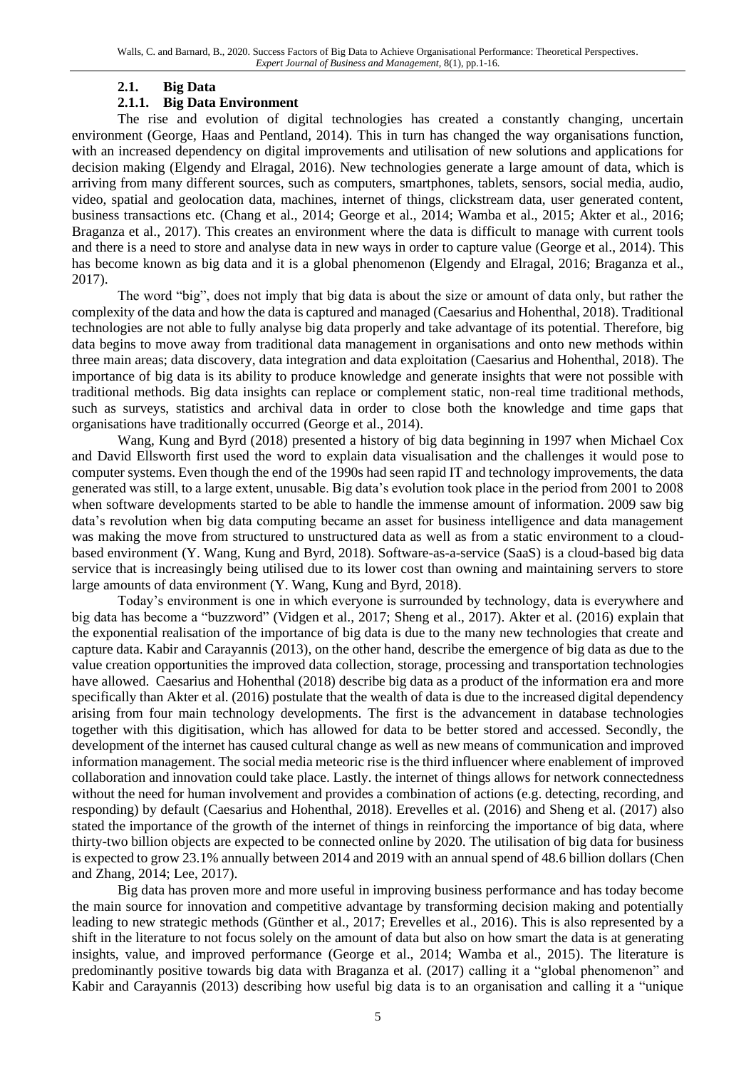## 2.1. Big Data

### 2.1.1. Big Data Environment

The rise and evolution of digital technologies has created a constantly changing, uncertain environment (George, Haas and Pentland, 2014). This in turn has changed the way organisations function, with an increased dependency on digital improvements and utilisation of new solutions and applications for decision making (Elgendy and Elragal, 2016). New technologies generate a large amount of data, which is arriving from many different sources, such as computers, smartphones, tablets, sensors, social media, audio, video, spatial and geolocation data, machines, internet of things, clickstream data, user generated content, business transactions etc. (Chang et al., 2014; George et al., 2014; Wamba et al., 2015; Akter et al., 2016; Braganza et al., 2017). This creates an environment where the data is difficult to manage with current tools and there is a need to store and analyse data in new ways in order to capture value (George et al., 2014). This has become known as big data and it is a global phenomenon (Elgendy and Elragal, 2016; Braganza et al., 2017).

The word "big", does not imply that big data is about the size or amount of data only, but rather the complexity of the data and how the data is captured and managed (Caesarius and Hohenthal, 2018). Traditional technologies are not able to fully analyse big data properly and take advantage of its potential. Therefore, big data begins to move away from traditional data management in organisations and onto new methods within three main areas; data discovery, data integration and data exploitation (Caesarius and Hohenthal, 2018). The importance of big data is its ability to produce knowledge and generate insights that were not possible with traditional methods. Big data insights can replace or complement static, non-real time traditional methods, such as surveys, statistics and archival data in order to close both the knowledge and time gaps that organisations have traditionally occurred (George et al., 2014).

Wang, Kung and Byrd (2018) presented a history of big data beginning in 1997 when Michael Cox and David Ellsworth first used the word to explain data visualisation and the challenges it would pose to computer systems. Even though the end of the 1990s had seen rapid IT and technology improvements, the data generated was still, to a large extent, unusable. Big data's evolution took place in the period from 2001 to 2008 when software developments started to be able to handle the immense amount of information. 2009 saw big data's revolution when big data computing became an asset for business intelligence and data management was making the move from structured to unstructured data as well as from a static environment to a cloud-based environment (Y. Wang, Kung and Byrd, 2018). Software-as-a-service (SaaS) is a cloud-based big data service that is increasingly being utilised due to its lower cost than owning and maintaining servers to store large amounts of data environment (Y. Wang, Kung and Byrd, 2018).

Today's environment is one in which everyone is surrounded by technology, data is everywhere and big data has become a "buzzword" (Vidgen et al., 2017; Sheng et al., 2017). Akter et al. (2016) explain that the exponential realisation of the importance of big data is due to the many new technologies that create and capture data. Kabir and Carayannis (2013), on the other hand, describe the emergence of big data as due to the value creation opportunities the improved data collection, storage, processing and transportation technologies have allowed. Caesarius and Hohenthal (2018) describe big data as a product of the information era and more specifically than Akter et al. (2016) postulate that the wealth of data is due to the increased digital dependency arising from four main technology developments. The first is the advancement in database technologies together with this digitisation, which has allowed for data to be better stored and accessed. Secondly, the development of the internet has caused cultural change as well as new means of communication and improved information management. The social media meteoric rise is the third influencer where enablement of improved collaboration and innovation could take place. Lastly. the internet of things allows for network connectedness without the need for human involvement and provides a combination of actions (e.g. detecting, recording, and responding) by default (Caesarius and Hohenthal, 2018). Erevelles et al. (2016) and Sheng et al. (2017) also stated the importance of the growth of the internet of things in reinforcing the importance of big data, where thirty-two billion objects are expected to be connected online by 2020. The utilisation of big data for business is expected to grow 23.1% annually between 2014 and 2019 with an annual spend of 48.6 billion dollars (Chen and Zhang, 2014; Lee, 2017).

Big data has proven more and more useful in improving business performance and has today become the main source for innovation and competitive advantage by transforming decision making and potentially leading to new strategic methods (Günther et al., 2017; Erevelles et al., 2016). This is also represented by a shift in the literature to not focus solely on the amount of data but also on how smart the data is at generating insights, value, and improved performance (George et al., 2014; Wamba et al., 2015). The literature is predominantly positive towards big data with Braganza et al. (2017) calling it a "global phenomenon" and Kabir and Carayannis (2013) describing how useful big data is to an organisation and calling it a "unique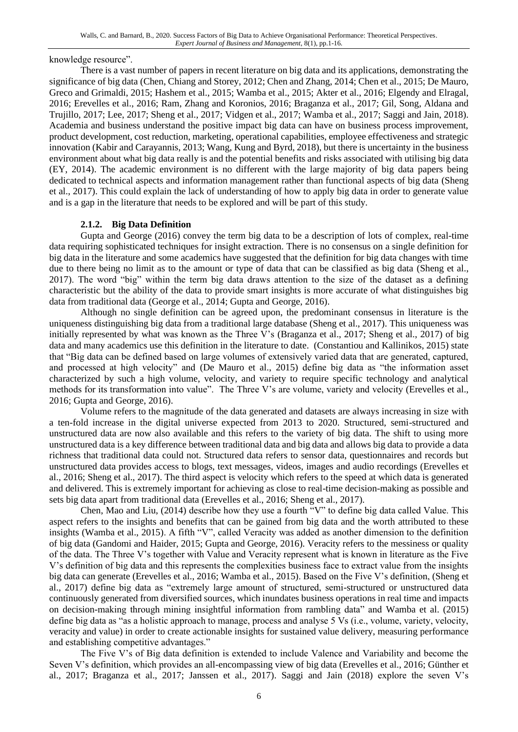knowledge resource".

There is a vast number of papers in recent literature on big data and its applications, demonstrating the significance of big data (Chen, Chiang and Storey, 2012; Chen and Zhang, 2014; Chen et al., 2015; De Mauro, Greco and Grimaldi, 2015; Hashem et al., 2015; Wamba et al., 2015; Akter et al., 2016; Elgendy and Elragal, 2016; Erevelles et al., 2016; Ram, Zhang and Koronios, 2016; Braganza et al., 2017; Gil, Song, Aldana and Trujillo, 2017; Lee, 2017; Sheng et al., 2017; Vidgen et al., 2017; Wamba et al., 2017; Saggi and Jain, 2018). Academia and business understand the positive impact big data can have on business process improvement, product development, cost reduction, marketing, operational capabilities, employee effectiveness and strategic innovation (Kabir and Carayannis, 2013; Wang, Kung and Byrd, 2018), but there is uncertainty in the business environment about what big data really is and the potential benefits and risks associated with utilising big data (EY, 2014). The academic environment is no different with the large majority of big data papers being dedicated to technical aspects and information management rather than functional aspects of big data (Sheng et al., 2017). This could explain the lack of understanding of how to apply big data in order to generate value and is a gap in the literature that needs to be explored and will be part of this study.

#### 2.1.2. Big Data Definition

Gupta and George (2016) convey the term big data to be a description of lots of complex, real-time data requiring sophisticated techniques for insight extraction. There is no consensus on a single definition for big data in the literature and some academics have suggested that the definition for big data changes with time due to there being no limit as to the amount or type of data that can be classified as big data (Sheng et al., 2017). The word "big" within the term big data draws attention to the size of the dataset as a defining characteristic but the ability of the data to provide smart insights is more accurate of what distinguishes big data from traditional data (George et al., 2014; Gupta and George, 2016).

Although no single definition can be agreed upon, the predominant consensus in literature is the uniqueness distinguishing big data from a traditional large database (Sheng et al., 2017). This uniqueness was initially represented by what was known as the Three V's (Braganza et al., 2017; Sheng et al., 2017) of big data and many academics use this definition in the literature to date. (Constantiou and Kallinikos, 2015) state that "Big data can be defined based on large volumes of extensively varied data that are generated, captured, and processed at high velocity" and (De Mauro et al., 2015) define big data as "the information asset characterized by such a high volume, velocity, and variety to require specific technology and analytical methods for its transformation into value". The Three V's are volume, variety and velocity (Erevelles et al., 2016; Gupta and George, 2016).

Volume refers to the magnitude of the data generated and datasets are always increasing in size with a ten-fold increase in the digital universe expected from 2013 to 2020. Structured, semi-structured and unstructured data are now also available and this refers to the variety of big data. The shift to using more unstructured data is a key difference between traditional data and big data and allows big data to provide a data richness that traditional data could not. Structured data refers to sensor data, questionnaires and records but unstructured data provides access to blogs, text messages, videos, images and audio recordings (Erevelles et al., 2016; Sheng et al., 2017). The third aspect is velocity which refers to the speed at which data is generated and delivered. This is extremely important for achieving as close to real-time decision-making as possible and sets big data apart from traditional data (Erevelles et al., 2016; Sheng et al., 2017).

Chen, Mao and Liu, (2014) describe how they use a fourth "V" to define big data called Value. This aspect refers to the insights and benefits that can be gained from big data and the worth attributed to these insights (Wamba et al., 2015). A fifth "V", called Veracity was added as another dimension to the definition of big data (Gandomi and Haider, 2015; Gupta and George, 2016). Veracity refers to the messiness or quality of the data. The Three V's together with Value and Veracity represent what is known in literature as the Five V's definition of big data and this represents the complexities business face to extract value from the insights big data can generate (Erevelles et al., 2016; Wamba et al., 2015). Based on the Five V's definition, (Sheng et al., 2017) define big data as "extremely large amount of structured, semi-structured or unstructured data continuously generated from diversified sources, which inundates business operations in real time and impacts on decision-making through mining insightful information from rambling data" and Wamba et al. (2015) define big data as "as a holistic approach to manage, process and analyse 5 Vs (i.e., volume, variety, velocity, veracity and value) in order to create actionable insights for sustained value delivery, measuring performance and establishing competitive advantages."

The Five V's of Big data definition is extended to include Valence and Variability and become the Seven V's definition, which provides an all-encompassing view of big data (Erevelles et al., 2016; Günther et al., 2017; Braganza et al., 2017; Janssen et al., 2017). Saggi and Jain (2018) explore the seven V's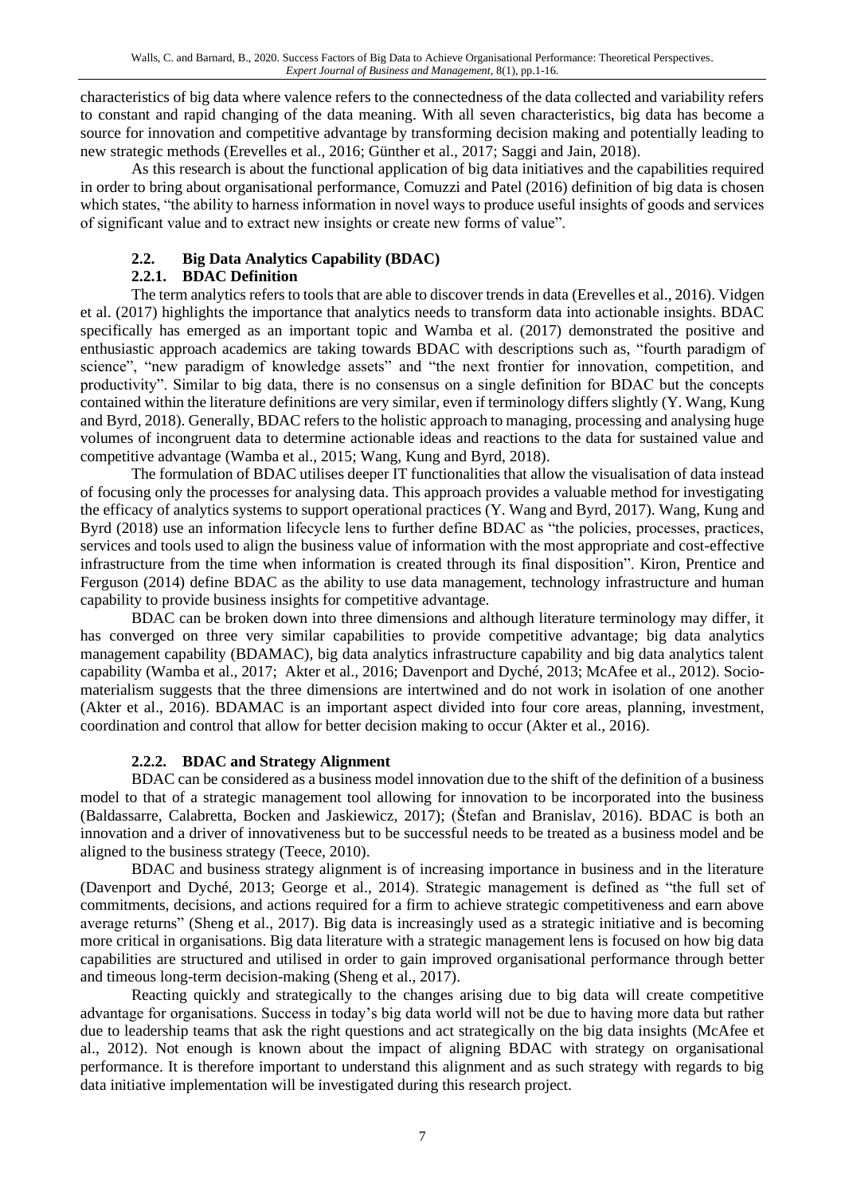characteristics of big data where valence refers to the connectedness of the data collected and variability refers to constant and rapid changing of the data meaning. With all seven characteristics, big data has become a source for innovation and competitive advantage by transforming decision making and potentially leading to new strategic methods (Erevelles et al., 2016; Günther et al., 2017; Saggi and Jain, 2018).

As this research is about the functional application of big data initiatives and the capabilities required in order to bring about organisational performance, Comuzzi and Patel (2016) definition of big data is chosen which states, "the ability to harness information in novel ways to produce useful insights of goods and services of significant value and to extract new insights or create new forms of value".

### 2.2. Big Data Analytics Capability (BDAC)

#### 2.2.1. BDAC Definition

The term analytics refers to tools that are able to discover trends in data (Erevelles et al., 2016). Vidgen et al. (2017) highlights the importance that analytics needs to transform data into actionable insights. BDAC specifically has emerged as an important topic and Wamba et al. (2017) demonstrated the positive and enthusiastic approach academics are taking towards BDAC with descriptions such as, "fourth paradigm of science", "new paradigm of knowledge assets" and "the next frontier for innovation, competition, and productivity". Similar to big data, there is no consensus on a single definition for BDAC but the concepts contained within the literature definitions are very similar, even if terminology differs slightly (Y. Wang, Kung and Byrd, 2018). Generally, BDAC refers to the holistic approach to managing, processing and analysing huge volumes of incongruent data to determine actionable ideas and reactions to the data for sustained value and competitive advantage (Wamba et al., 2015; Wang, Kung and Byrd, 2018).

The formulation of BDAC utilises deeper IT functionalities that allow the visualisation of data instead of focusing only the processes for analysing data. This approach provides a valuable method for investigating the efficacy of analytics systems to support operational practices (Y. Wang and Byrd, 2017). Wang, Kung and Byrd (2018) use an information lifecycle lens to further define BDAC as "the policies, processes, practices, services and tools used to align the business value of information with the most appropriate and cost-effective infrastructure from the time when information is created through its final disposition". Kiron, Prentice and Ferguson (2014) define BDAC as the ability to use data management, technology infrastructure and human capability to provide business insights for competitive advantage.

BDAC can be broken down into three dimensions and although literature terminology may differ, it has converged on three very similar capabilities to provide competitive advantage; big data analytics management capability (BDAMAC), big data analytics infrastructure capability and big data analytics talent capability (Wamba et al., 2017; Akter et al., 2016; Davenport and Dyché, 2013; McAfee et al., 2012). Socio-materialism suggests that the three dimensions are intertwined and do not work in isolation of one another (Akter et al., 2016). BDAMAC is an important aspect divided into four core areas, planning, investment, coordination and control that allow for better decision making to occur (Akter et al., 2016).

#### 2.2.2. BDAC and Strategy Alignment

BDAC can be considered as a business model innovation due to the shift of the definition of a business model to that of a strategic management tool allowing for innovation to be incorporated into the business (Baldassarre, Calabretta, Bocken and Jaskiewicz, 2017); (Štefan and Branislav, 2016). BDAC is both an innovation and a driver of innovativeness but to be successful needs to be treated as a business model and be aligned to the business strategy (Teece, 2010).

BDAC and business strategy alignment is of increasing importance in business and in the literature (Davenport and Dyché, 2013; George et al., 2014). Strategic management is defined as "the full set of commitments, decisions, and actions required for a firm to achieve strategic competitiveness and earn above average returns" (Sheng et al., 2017). Big data is increasingly used as a strategic initiative and is becoming more critical in organisations. Big data literature with a strategic management lens is focused on how big data capabilities are structured and utilised in order to gain improved organisational performance through better and timeous long-term decision-making (Sheng et al., 2017).

Reacting quickly and strategically to the changes arising due to big data will create competitive advantage for organisations. Success in today's big data world will not be due to having more data but rather due to leadership teams that ask the right questions and act strategically on the big data insights (McAfee et al., 2012). Not enough is known about the impact of aligning BDAC with strategy on organisational performance. It is therefore important to understand this alignment and as such strategy with regards to big data initiative implementation will be investigated during this research project.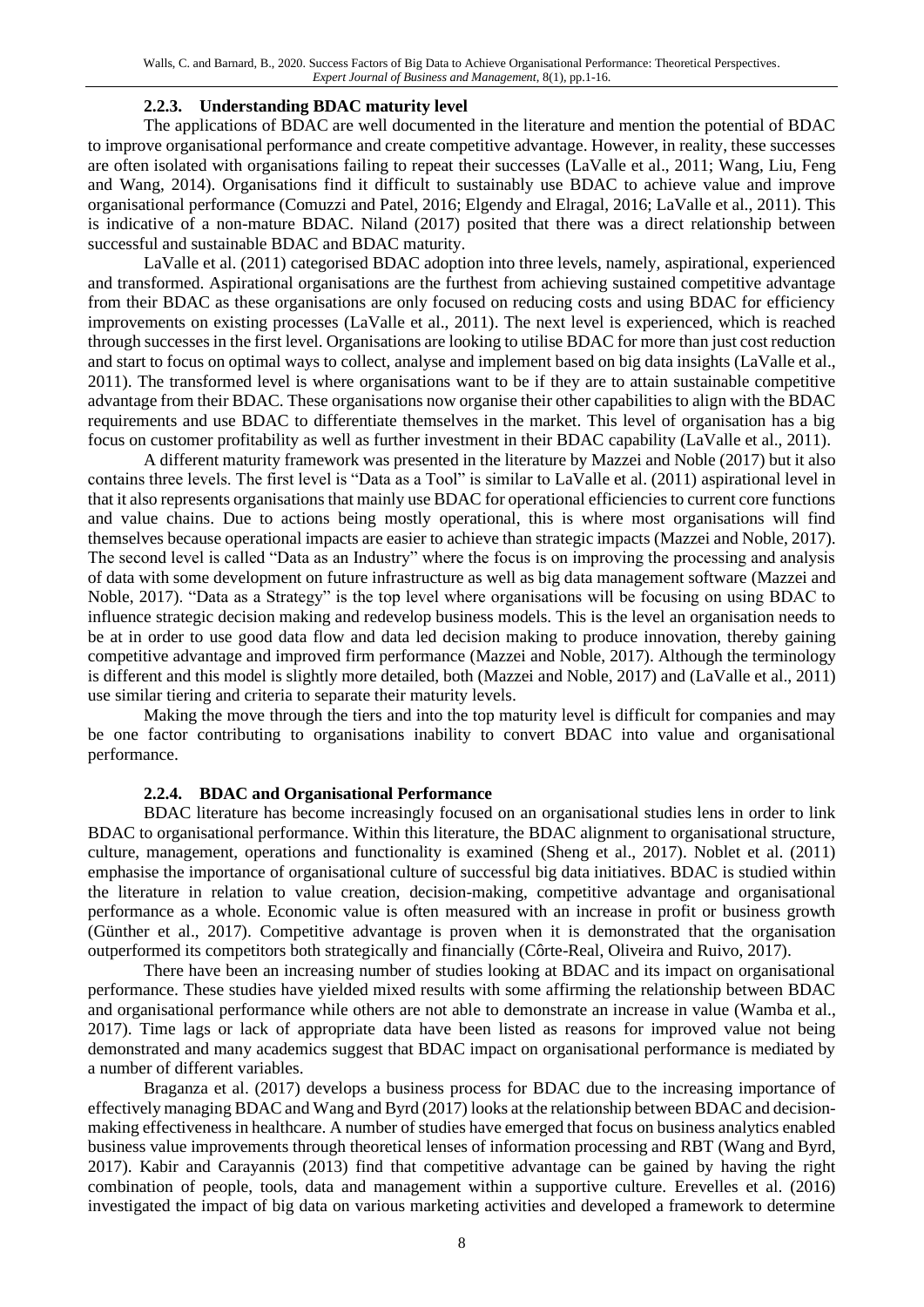### 2.2.3. Understanding BDAC maturity level

The applications of BDAC are well documented in the literature and mention the potential of BDAC to improve organisational performance and create competitive advantage. However, in reality, these successes are often isolated with organisations failing to repeat their successes (LaValle et al., 2011; Wang, Liu, Feng and Wang, 2014). Organisations find it difficult to sustainably use BDAC to achieve value and improve organisational performance (Comuzzi and Patel, 2016; Elgendy and Elragal, 2016; LaValle et al., 2011). This is indicative of a non-mature BDAC. Niland (2017) posited that there was a direct relationship between successful and sustainable BDAC and BDAC maturity.

LaValle et al. (2011) categorised BDAC adoption into three levels, namely, aspirational, experienced and transformed. Aspirational organisations are the furthest from achieving sustained competitive advantage from their BDAC as these organisations are only focused on reducing costs and using BDAC for efficiency improvements on existing processes (LaValle et al., 2011). The next level is experienced, which is reached through successes in the first level. Organisations are looking to utilise BDAC for more than just cost reduction and start to focus on optimal ways to collect, analyse and implement based on big data insights (LaValle et al., 2011). The transformed level is where organisations want to be if they are to attain sustainable competitive advantage from their BDAC. These organisations now organise their other capabilities to align with the BDAC requirements and use BDAC to differentiate themselves in the market. This level of organisation has a big focus on customer profitability as well as further investment in their BDAC capability (LaValle et al., 2011).

A different maturity framework was presented in the literature by Mazzei and Noble (2017) but it also contains three levels. The first level is "Data as a Tool" is similar to LaValle et al. (2011) aspirational level in that it also represents organisations that mainly use BDAC for operational efficiencies to current core functions and value chains. Due to actions being mostly operational, this is where most organisations will find themselves because operational impacts are easier to achieve than strategic impacts (Mazzei and Noble, 2017). The second level is called "Data as an Industry" where the focus is on improving the processing and analysis of data with some development on future infrastructure as well as big data management software (Mazzei and Noble, 2017). "Data as a Strategy" is the top level where organisations will be focusing on using BDAC to influence strategic decision making and redevelop business models. This is the level an organisation needs to be at in order to use good data flow and data led decision making to produce innovation, thereby gaining competitive advantage and improved firm performance (Mazzei and Noble, 2017). Although the terminology is different and this model is slightly more detailed, both (Mazzei and Noble, 2017) and (LaValle et al., 2011) use similar tiering and criteria to separate their maturity levels.

Making the move through the tiers and into the top maturity level is difficult for companies and may be one factor contributing to organisations inability to convert BDAC into value and organisational performance.

### 2.2.4. BDAC and Organisational Performance

BDAC literature has become increasingly focused on an organisational studies lens in order to link BDAC to organisational performance. Within this literature, the BDAC alignment to organisational structure, culture, management, operations and functionality is examined (Sheng et al., 2017). Noblet et al. (2011) emphasise the importance of organisational culture of successful big data initiatives. BDAC is studied within the literature in relation to value creation, decision-making, competitive advantage and organisational performance as a whole. Economic value is often measured with an increase in profit or business growth (Günther et al., 2017). Competitive advantage is proven when it is demonstrated that the organisation outperformed its competitors both strategically and financially (Côrte-Real, Oliveira and Ruivo, 2017).

There have been an increasing number of studies looking at BDAC and its impact on organisational performance. These studies have yielded mixed results with some affirming the relationship between BDAC and organisational performance while others are not able to demonstrate an increase in value (Wamba et al., 2017). Time lags or lack of appropriate data have been listed as reasons for improved value not being demonstrated and many academics suggest that BDAC impact on organisational performance is mediated by a number of different variables.

Braganza et al. (2017) develops a business process for BDAC due to the increasing importance of effectively managing BDAC and Wang and Byrd (2017) looks at the relationship between BDAC and decision-making effectiveness in healthcare. A number of studies have emerged that focus on business analytics enabled business value improvements through theoretical lenses of information processing and RBT (Wang and Byrd, 2017). Kabir and Carayannis (2013) find that competitive advantage can be gained by having the right combination of people, tools, data and management within a supportive culture. Erevelles et al. (2016) investigated the impact of big data on various marketing activities and developed a framework to determine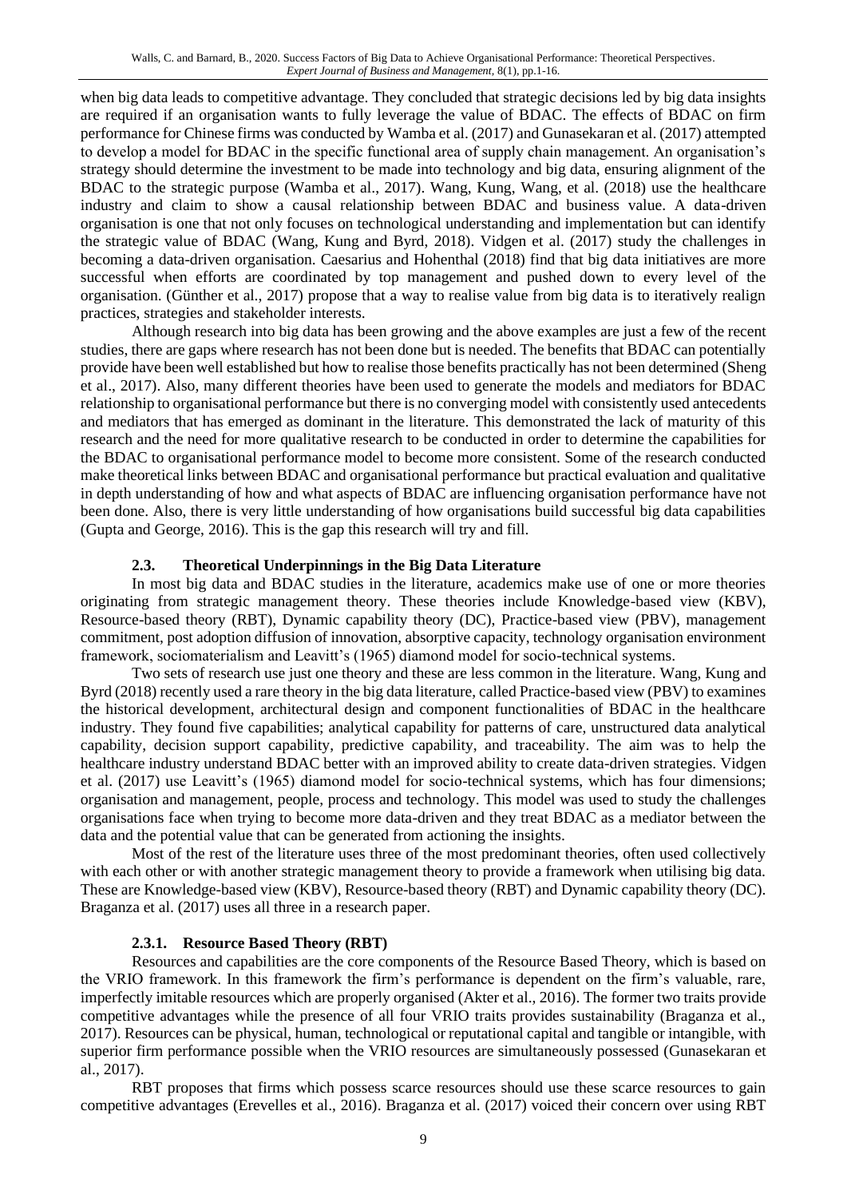when big data leads to competitive advantage. They concluded that strategic decisions led by big data insights are required if an organisation wants to fully leverage the value of BDAC. The effects of BDAC on firm performance for Chinese firms was conducted by Wamba et al. (2017) and Gunasekaran et al. (2017) attempted to develop a model for BDAC in the specific functional area of supply chain management. An organisation's strategy should determine the investment to be made into technology and big data, ensuring alignment of the BDAC to the strategic purpose (Wamba et al., 2017). Wang, Kung, Wang, et al. (2018) use the healthcare industry and claim to show a causal relationship between BDAC and business value. A data-driven organisation is one that not only focuses on technological understanding and implementation but can identify the strategic value of BDAC (Wang, Kung and Byrd, 2018). Vidgen et al. (2017) study the challenges in becoming a data-driven organisation. Caesarius and Hohenthal (2018) find that big data initiatives are more successful when efforts are coordinated by top management and pushed down to every level of the organisation. (Günther et al., 2017) propose that a way to realise value from big data is to iteratively realign practices, strategies and stakeholder interests.

Although research into big data has been growing and the above examples are just a few of the recent studies, there are gaps where research has not been done but is needed. The benefits that BDAC can potentially provide have been well established but how to realise those benefits practically has not been determined (Sheng et al., 2017). Also, many different theories have been used to generate the models and mediators for BDAC relationship to organisational performance but there is no converging model with consistently used antecedents and mediators that has emerged as dominant in the literature. This demonstrated the lack of maturity of this research and the need for more qualitative research to be conducted in order to determine the capabilities for the BDAC to organisational performance model to become more consistent. Some of the research conducted make theoretical links between BDAC and organisational performance but practical evaluation and qualitative in depth understanding of how and what aspects of BDAC are influencing organisation performance have not been done. Also, there is very little understanding of how organisations build successful big data capabilities (Gupta and George, 2016). This is the gap this research will try and fill.

### 2.3. Theoretical Underpinnings in the Big Data Literature

In most big data and BDAC studies in the literature, academics make use of one or more theories originating from strategic management theory. These theories include Knowledge-based view (KBV), Resource-based theory (RBT), Dynamic capability theory (DC), Practice-based view (PBV), management commitment, post adoption diffusion of innovation, absorptive capacity, technology organisation environment framework, sociomaterialism and Leavitt's (1965) diamond model for socio-technical systems.

Two sets of research use just one theory and these are less common in the literature. Wang, Kung and Byrd (2018) recently used a rare theory in the big data literature, called Practice-based view (PBV) to examines the historical development, architectural design and component functionalities of BDAC in the healthcare industry. They found five capabilities; analytical capability for patterns of care, unstructured data analytical capability, decision support capability, predictive capability, and traceability. The aim was to help the healthcare industry understand BDAC better with an improved ability to create data-driven strategies. Vidgen et al. (2017) use Leavitt's (1965) diamond model for socio-technical systems, which has four dimensions; organisation and management, people, process and technology. This model was used to study the challenges organisations face when trying to become more data-driven and they treat BDAC as a mediator between the data and the potential value that can be generated from actioning the insights.

Most of the rest of the literature uses three of the most predominant theories, often used collectively with each other or with another strategic management theory to provide a framework when utilising big data. These are Knowledge-based view (KBV), Resource-based theory (RBT) and Dynamic capability theory (DC). Braganza et al. (2017) uses all three in a research paper.

#### 2.3.1. Resource Based Theory (RBT)

Resources and capabilities are the core components of the Resource Based Theory, which is based on the VRIO framework. In this framework the firm's performance is dependent on the firm's valuable, rare, imperfectly imitable resources which are properly organised (Akter et al., 2016). The former two traits provide competitive advantages while the presence of all four VRIO traits provides sustainability (Braganza et al., 2017). Resources can be physical, human, technological or reputational capital and tangible or intangible, with superior firm performance possible when the VRIO resources are simultaneously possessed (Gunasekaran et al., 2017).

RBT proposes that firms which possess scarce resources should use these scarce resources to gain competitive advantages (Erevelles et al., 2016). Braganza et al. (2017) voiced their concern over using RBT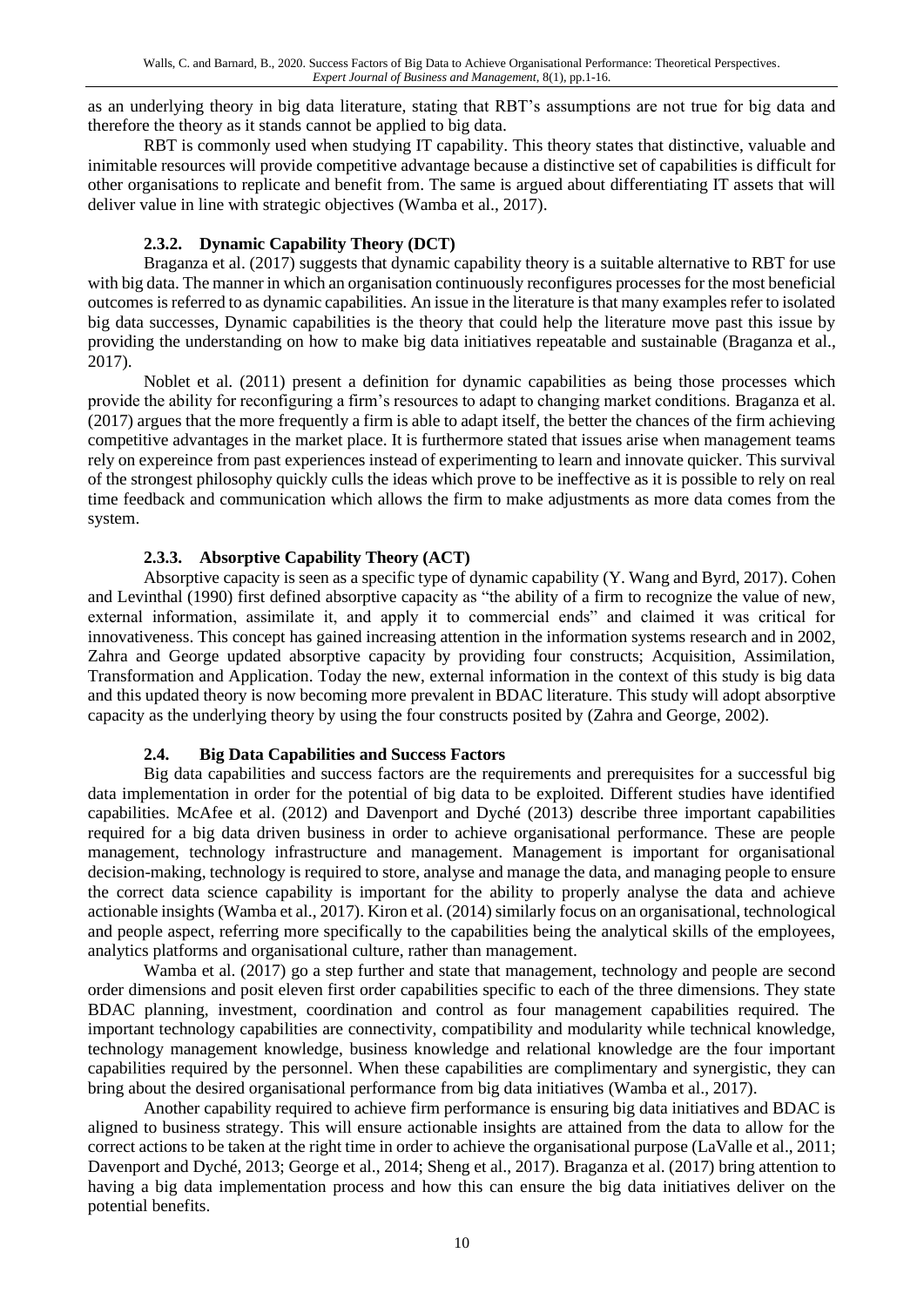as an underlying theory in big data literature, stating that RBT's assumptions are not true for big data and therefore the theory as it stands cannot be applied to big data.

RBT is commonly used when studying IT capability. This theory states that distinctive, valuable and inimitable resources will provide competitive advantage because a distinctive set of capabilities is difficult for other organisations to replicate and benefit from. The same is argued about differentiating IT assets that will deliver value in line with strategic objectives (Wamba et al., 2017).

### 2.3.2. Dynamic Capability Theory (DCT)

Braganza et al. (2017) suggests that dynamic capability theory is a suitable alternative to RBT for use with big data. The manner in which an organisation continuously reconfigures processes for the most beneficial outcomes is referred to as dynamic capabilities. An issue in the literature is that many examples refer to isolated big data successes, Dynamic capabilities is the theory that could help the literature move past this issue by providing the understanding on how to make big data initiatives repeatable and sustainable (Braganza et al., 2017).

Noblet et al. (2011) present a definition for dynamic capabilities as being those processes which provide the ability for reconfiguring a firm's resources to adapt to changing market conditions. Braganza et al. (2017) argues that the more frequently a firm is able to adapt itself, the better the chances of the firm achieving competitive advantages in the market place. It is furthermore stated that issues arise when management teams rely on expereince from past experiences instead of experimenting to learn and innovate quicker. This survival of the strongest philosophy quickly culls the ideas which prove to be ineffective as it is possible to rely on real time feedback and communication which allows the firm to make adjustments as more data comes from the system.

### 2.3.3. Absorptive Capability Theory (ACT)

Absorptive capacity is seen as a specific type of dynamic capability (Y. Wang and Byrd, 2017). Cohen and Levinthal (1990) first defined absorptive capacity as "the ability of a firm to recognize the value of new, external information, assimilate it, and apply it to commercial ends" and claimed it was critical for innovativeness. This concept has gained increasing attention in the information systems research and in 2002, Zahra and George updated absorptive capacity by providing four constructs; Acquisition, Assimilation, Transformation and Application. Today the new, external information in the context of this study is big data and this updated theory is now becoming more prevalent in BDAC literature. This study will adopt absorptive capacity as the underlying theory by using the four constructs posited by (Zahra and George, 2002).

## 2.4. Big Data Capabilities and Success Factors

Big data capabilities and success factors are the requirements and prerequisites for a successful big data implementation in order for the potential of big data to be exploited. Different studies have identified capabilities. McAfee et al. (2012) and Davenport and Dyché (2013) describe three important capabilities required for a big data driven business in order to achieve organisational performance. These are people management, technology infrastructure and management. Management is important for organisational decision-making, technology is required to store, analyse and manage the data, and managing people to ensure the correct data science capability is important for the ability to properly analyse the data and achieve actionable insights (Wamba et al., 2017). Kiron et al. (2014) similarly focus on an organisational, technological and people aspect, referring more specifically to the capabilities being the analytical skills of the employees, analytics platforms and organisational culture, rather than management.

Wamba et al. (2017) go a step further and state that management, technology and people are second order dimensions and posit eleven first order capabilities specific to each of the three dimensions. They state BDAC planning, investment, coordination and control as four management capabilities required. The important technology capabilities are connectivity, compatibility and modularity while technical knowledge, technology management knowledge, business knowledge and relational knowledge are the four important capabilities required by the personnel. When these capabilities are complimentary and synergistic, they can bring about the desired organisational performance from big data initiatives (Wamba et al., 2017).

Another capability required to achieve firm performance is ensuring big data initiatives and BDAC is aligned to business strategy. This will ensure actionable insights are attained from the data to allow for the correct actions to be taken at the right time in order to achieve the organisational purpose (LaValle et al., 2011; Davenport and Dyché, 2013; George et al., 2014; Sheng et al., 2017). Braganza et al. (2017) bring attention to having a big data implementation process and how this can ensure the big data initiatives deliver on the potential benefits.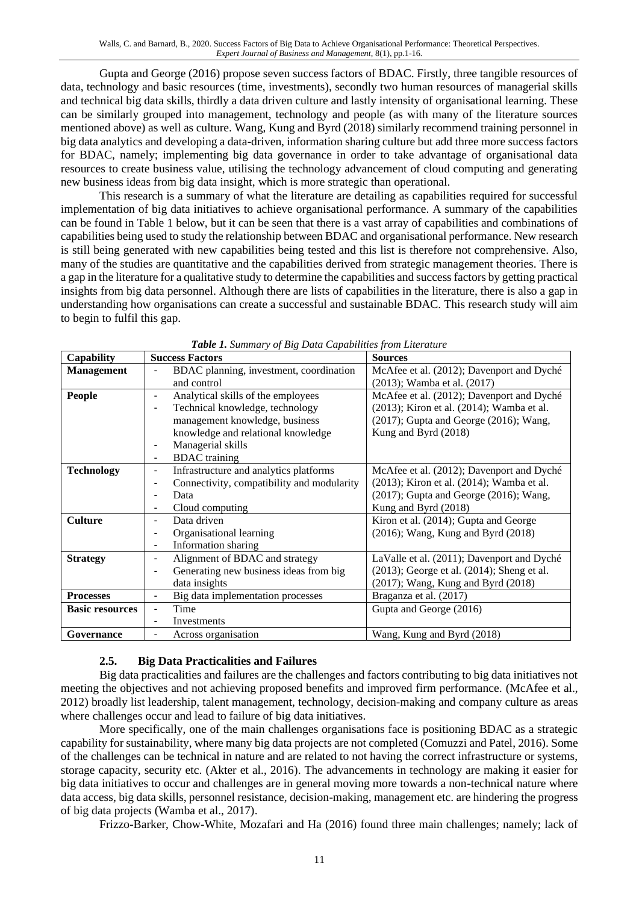Gupta and George (2016) propose seven success factors of BDAC. Firstly, three tangible resources of data, technology and basic resources (time, investments), secondly two human resources of managerial skills and technical big data skills, thirdly a data driven culture and lastly intensity of organisational learning. These can be similarly grouped into management, technology and people (as with many of the literature sources mentioned above) as well as culture. Wang, Kung and Byrd (2018) similarly recommend training personnel in big data analytics and developing a data-driven, information sharing culture but add three more success factors for BDAC, namely; implementing big data governance in order to take advantage of organisational data resources to create business value, utilising the technology advancement of cloud computing and generating new business ideas from big data insight, which is more strategic than operational.

This research is a summary of what the literature are detailing as capabilities required for successful implementation of big data initiatives to achieve organisational performance. A summary of the capabilities can be found in Table 1 below, but it can be seen that there is a vast array of capabilities and combinations of capabilities being used to study the relationship between BDAC and organisational performance. New research is still being generated with new capabilities being tested and this list is therefore not comprehensive. Also, many of the studies are quantitative and the capabilities derived from strategic management theories. There is a gap in the literature for a qualitative study to determine the capabilities and success factors by getting practical insights from big data personnel. Although there are lists of capabilities in the literature, there is also a gap in understanding how organisations can create a successful and sustainable BDAC. This research study will aim to begin to fulfil this gap.

*Table 1. Summary of Big Data Capabilities from Literature*

| Capability | Success Factors | Sources |
|---|---|---|
| **Management** | - BDAC planning, investment, coordination and control | McAfee et al. (2012); Davenport and Dyché (2013); Wamba et al. (2017) |
| **People** | - Analytical skills of the employees<br>- Technical knowledge, technology management knowledge, business knowledge and relational knowledge<br>- Managerial skills<br>- BDAC training | McAfee et al. (2012); Davenport and Dyché (2013); Kiron et al. (2014); Wamba et al. (2017); Gupta and George (2016); Wang, Kung and Byrd (2018) |
| **Technology** | - Infrastructure and analytics platforms<br>- Connectivity, compatibility and modularity<br>- Data<br>- Cloud computing | McAfee et al. (2012); Davenport and Dyché (2013); Kiron et al. (2014); Wamba et al. (2017); Gupta and George (2016); Wang, Kung and Byrd (2018) |
| **Culture** | - Data driven<br>- Organisational learning<br>- Information sharing | Kiron et al. (2014); Gupta and George (2016); Wang, Kung and Byrd (2018) |
| **Strategy** | - Alignment of BDAC and strategy<br>- Generating new business ideas from big data insights | LaValle et al. (2011); Davenport and Dyché (2013); George et al. (2014); Sheng et al. (2017); Wang, Kung and Byrd (2018) |
| **Processes** | - Big data implementation processes | Braganza et al. (2017) |
| **Basic resources** | - Time<br>- Investments | Gupta and George (2016) |
| **Governance** | - Across organisation | Wang, Kung and Byrd (2018) |

### 2.5. Big Data Practicalities and Failures

Big data practicalities and failures are the challenges and factors contributing to big data initiatives not meeting the objectives and not achieving proposed benefits and improved firm performance. (McAfee et al., 2012) broadly list leadership, talent management, technology, decision-making and company culture as areas where challenges occur and lead to failure of big data initiatives.

More specifically, one of the main challenges organisations face is positioning BDAC as a strategic capability for sustainability, where many big data projects are not completed (Comuzzi and Patel, 2016). Some of the challenges can be technical in nature and are related to not having the correct infrastructure or systems, storage capacity, security etc. (Akter et al., 2016). The advancements in technology are making it easier for big data initiatives to occur and challenges are in general moving more towards a non-technical nature where data access, big data skills, personnel resistance, decision-making, management etc. are hindering the progress of big data projects (Wamba et al., 2017).

Frizzo-Barker, Chow-White, Mozafari and Ha (2016) found three main challenges; namely; lack of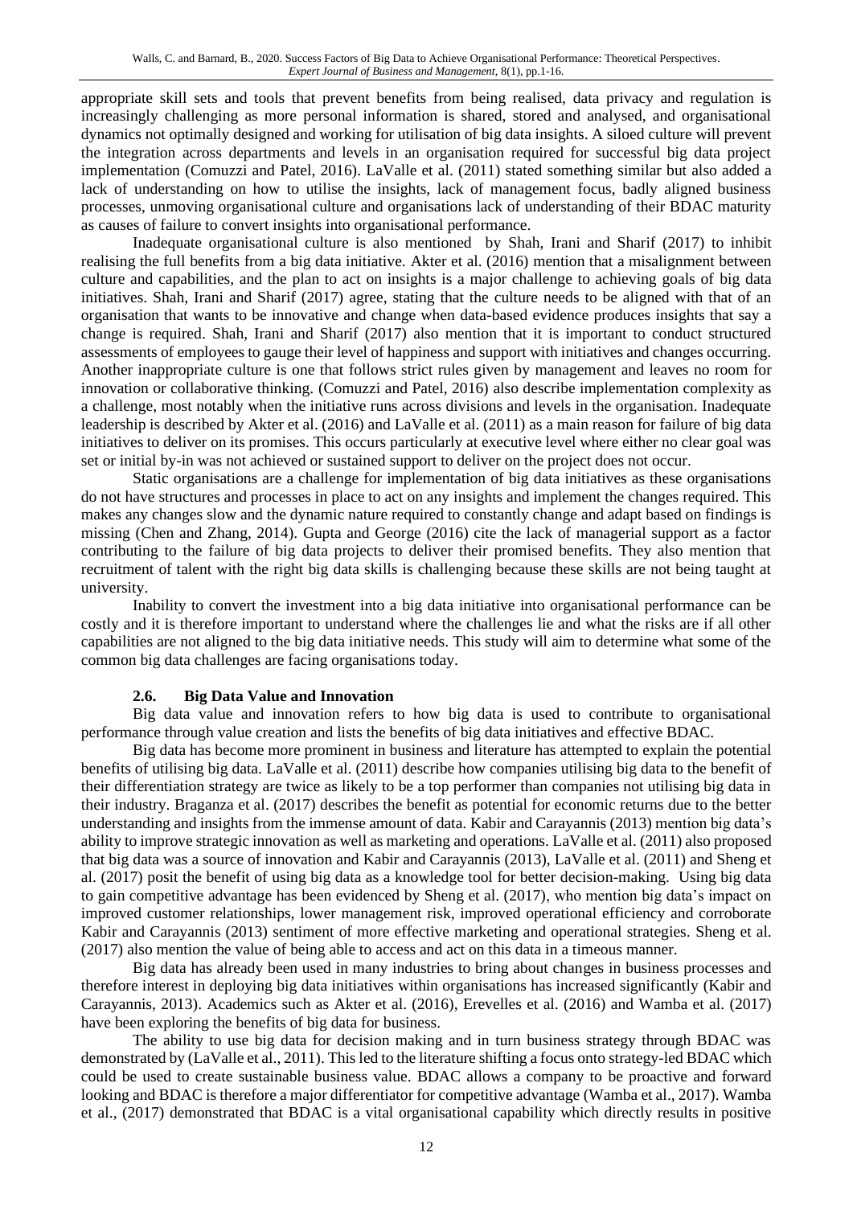appropriate skill sets and tools that prevent benefits from being realised, data privacy and regulation is increasingly challenging as more personal information is shared, stored and analysed, and organisational dynamics not optimally designed and working for utilisation of big data insights. A siloed culture will prevent the integration across departments and levels in an organisation required for successful big data project implementation (Comuzzi and Patel, 2016). LaValle et al. (2011) stated something similar but also added a lack of understanding on how to utilise the insights, lack of management focus, badly aligned business processes, unmoving organisational culture and organisations lack of understanding of their BDAC maturity as causes of failure to convert insights into organisational performance.

Inadequate organisational culture is also mentioned by Shah, Irani and Sharif (2017) to inhibit realising the full benefits from a big data initiative. Akter et al. (2016) mention that a misalignment between culture and capabilities, and the plan to act on insights is a major challenge to achieving goals of big data initiatives. Shah, Irani and Sharif (2017) agree, stating that the culture needs to be aligned with that of an organisation that wants to be innovative and change when data-based evidence produces insights that say a change is required. Shah, Irani and Sharif (2017) also mention that it is important to conduct structured assessments of employees to gauge their level of happiness and support with initiatives and changes occurring. Another inappropriate culture is one that follows strict rules given by management and leaves no room for innovation or collaborative thinking. (Comuzzi and Patel, 2016) also describe implementation complexity as a challenge, most notably when the initiative runs across divisions and levels in the organisation. Inadequate leadership is described by Akter et al. (2016) and LaValle et al. (2011) as a main reason for failure of big data initiatives to deliver on its promises. This occurs particularly at executive level where either no clear goal was set or initial by-in was not achieved or sustained support to deliver on the project does not occur.

Static organisations are a challenge for implementation of big data initiatives as these organisations do not have structures and processes in place to act on any insights and implement the changes required. This makes any changes slow and the dynamic nature required to constantly change and adapt based on findings is missing (Chen and Zhang, 2014). Gupta and George (2016) cite the lack of managerial support as a factor contributing to the failure of big data projects to deliver their promised benefits. They also mention that recruitment of talent with the right big data skills is challenging because these skills are not being taught at university.

Inability to convert the investment into a big data initiative into organisational performance can be costly and it is therefore important to understand where the challenges lie and what the risks are if all other capabilities are not aligned to the big data initiative needs. This study will aim to determine what some of the common big data challenges are facing organisations today.

### 2.6. Big Data Value and Innovation

Big data value and innovation refers to how big data is used to contribute to organisational performance through value creation and lists the benefits of big data initiatives and effective BDAC.

Big data has become more prominent in business and literature has attempted to explain the potential benefits of utilising big data. LaValle et al. (2011) describe how companies utilising big data to the benefit of their differentiation strategy are twice as likely to be a top performer than companies not utilising big data in their industry. Braganza et al. (2017) describes the benefit as potential for economic returns due to the better understanding and insights from the immense amount of data. Kabir and Carayannis (2013) mention big data's ability to improve strategic innovation as well as marketing and operations. LaValle et al. (2011) also proposed that big data was a source of innovation and Kabir and Carayannis (2013), LaValle et al. (2011) and Sheng et al. (2017) posit the benefit of using big data as a knowledge tool for better decision-making. Using big data to gain competitive advantage has been evidenced by Sheng et al. (2017), who mention big data's impact on improved customer relationships, lower management risk, improved operational efficiency and corroborate Kabir and Carayannis (2013) sentiment of more effective marketing and operational strategies. Sheng et al. (2017) also mention the value of being able to access and act on this data in a timeous manner.

Big data has already been used in many industries to bring about changes in business processes and therefore interest in deploying big data initiatives within organisations has increased significantly (Kabir and Carayannis, 2013). Academics such as Akter et al. (2016), Erevelles et al. (2016) and Wamba et al. (2017) have been exploring the benefits of big data for business.

The ability to use big data for decision making and in turn business strategy through BDAC was demonstrated by (LaValle et al., 2011). This led to the literature shifting a focus onto strategy-led BDAC which could be used to create sustainable business value. BDAC allows a company to be proactive and forward looking and BDAC is therefore a major differentiator for competitive advantage (Wamba et al., 2017). Wamba et al., (2017) demonstrated that BDAC is a vital organisational capability which directly results in positive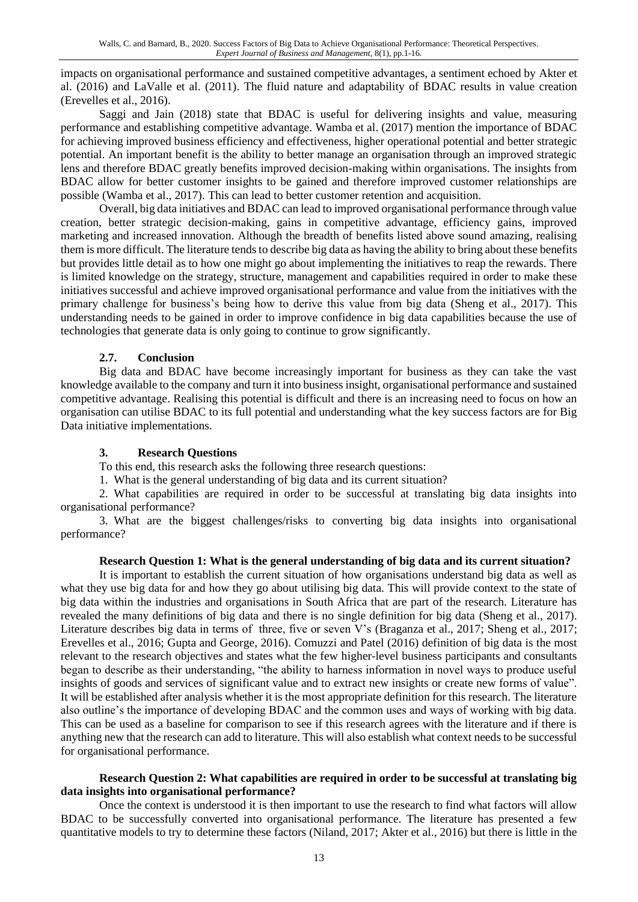impacts on organisational performance and sustained competitive advantages, a sentiment echoed by Akter et al. (2016) and LaValle et al. (2011). The fluid nature and adaptability of BDAC results in value creation (Erevelles et al., 2016).

Saggi and Jain (2018) state that BDAC is useful for delivering insights and value, measuring performance and establishing competitive advantage. Wamba et al. (2017) mention the importance of BDAC for achieving improved business efficiency and effectiveness, higher operational potential and better strategic potential. An important benefit is the ability to better manage an organisation through an improved strategic lens and therefore BDAC greatly benefits improved decision-making within organisations. The insights from BDAC allow for better customer insights to be gained and therefore improved customer relationships are possible (Wamba et al., 2017). This can lead to better customer retention and acquisition.

Overall, big data initiatives and BDAC can lead to improved organisational performance through value creation, better strategic decision-making, gains in competitive advantage, efficiency gains, improved marketing and increased innovation. Although the breadth of benefits listed above sound amazing, realising them is more difficult. The literature tends to describe big data as having the ability to bring about these benefits but provides little detail as to how one might go about implementing the initiatives to reap the rewards. There is limited knowledge on the strategy, structure, management and capabilities required in order to make these initiatives successful and achieve improved organisational performance and value from the initiatives with the primary challenge for business's being how to derive this value from big data (Sheng et al., 2017). This understanding needs to be gained in order to improve confidence in big data capabilities because the use of technologies that generate data is only going to continue to grow significantly.

### 2.7. Conclusion

Big data and BDAC have become increasingly important for business as they can take the vast knowledge available to the company and turn it into business insight, organisational performance and sustained competitive advantage. Realising this potential is difficult and there is an increasing need to focus on how an organisation can utilise BDAC to its full potential and understanding what the key success factors are for Big Data initiative implementations.

## 3. Research Questions

To this end, this research asks the following three research questions:

1. What is the general understanding of big data and its current situation?

2. What capabilities are required in order to be successful at translating big data insights into organisational performance?

3. What are the biggest challenges/risks to converting big data insights into organisational performance?

**Research Question 1: What is the general understanding of big data and its current situation?**

It is important to establish the current situation of how organisations understand big data as well as what they use big data for and how they go about utilising big data. This will provide context to the state of big data within the industries and organisations in South Africa that are part of the research. Literature has revealed the many definitions of big data and there is no single definition for big data (Sheng et al., 2017). Literature describes big data in terms of three, five or seven V's (Braganza et al., 2017; Sheng et al., 2017; Erevelles et al., 2016; Gupta and George, 2016). Comuzzi and Patel (2016) definition of big data is the most relevant to the research objectives and states what the few higher-level business participants and consultants began to describe as their understanding, "the ability to harness information in novel ways to produce useful insights of goods and services of significant value and to extract new insights or create new forms of value". It will be established after analysis whether it is the most appropriate definition for this research. The literature also outline's the importance of developing BDAC and the common uses and ways of working with big data. This can be used as a baseline for comparison to see if this research agrees with the literature and if there is anything new that the research can add to literature. This will also establish what context needs to be successful for organisational performance.

**Research Question 2: What capabilities are required in order to be successful at translating big data insights into organisational performance?**

Once the context is understood it is then important to use the research to find what factors will allow BDAC to be successfully converted into organisational performance. The literature has presented a few quantitative models to try to determine these factors (Niland, 2017; Akter et al., 2016) but there is little in the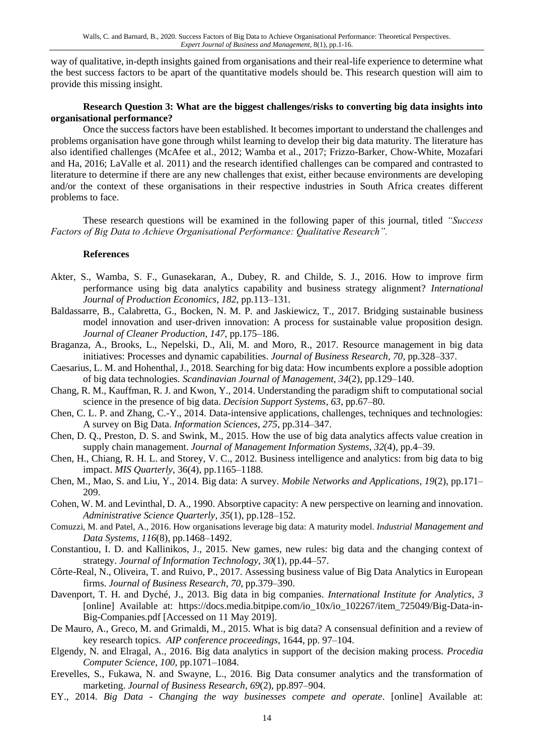way of qualitative, in-depth insights gained from organisations and their real-life experience to determine what the best success factors to be apart of the quantitative models should be. This research question will aim to provide this missing insight.

**Research Question 3: What are the biggest challenges/risks to converting big data insights into organisational performance?**

Once the success factors have been established. It becomes important to understand the challenges and problems organisation have gone through whilst learning to develop their big data maturity. The literature has also identified challenges (McAfee et al., 2012; Wamba et al., 2017; Frizzo-Barker, Chow-White, Mozafari and Ha, 2016; LaValle et al. 2011) and the research identified challenges can be compared and contrasted to literature to determine if there are any new challenges that exist, either because environments are developing and/or the context of these organisations in their respective industries in South Africa creates different problems to face.

These research questions will be examined in the following paper of this journal, titled *"Success Factors of Big Data to Achieve Organisational Performance: Qualitative Research".*

## References

Akter, S., Wamba, S. F., Gunasekaran, A., Dubey, R. and Childe, S. J., 2016. How to improve firm performance using big data analytics capability and business strategy alignment? *International Journal of Production Economics*, *182*, pp.113–131.

Baldassarre, B., Calabretta, G., Bocken, N. M. P. and Jaskiewicz, T., 2017. Bridging sustainable business model innovation and user-driven innovation: A process for sustainable value proposition design. *Journal of Cleaner Production*, *147*, pp.175–186.

Braganza, A., Brooks, L., Nepelski, D., Ali, M. and Moro, R., 2017. Resource management in big data initiatives: Processes and dynamic capabilities. *Journal of Business Research*, *70*, pp.328–337.

Caesarius, L. M. and Hohenthal, J., 2018. Searching for big data: How incumbents explore a possible adoption of big data technologies. *Scandinavian Journal of Management*, *34*(2), pp.129–140.

Chang, R. M., Kauffman, R. J. and Kwon, Y., 2014. Understanding the paradigm shift to computational social science in the presence of big data. *Decision Support Systems*, *63*, pp.67–80.

Chen, C. L. P. and Zhang, C.-Y., 2014. Data-intensive applications, challenges, techniques and technologies: A survey on Big Data. *Information Sciences*, *275*, pp.314–347.

Chen, D. Q., Preston, D. S. and Swink, M., 2015. How the use of big data analytics affects value creation in supply chain management. *Journal of Management Information Systems*, *32*(4), pp.4–39.

Chen, H., Chiang, R. H. L. and Storey, V. C., 2012. Business intelligence and analytics: from big data to big impact. *MIS Quarterly*, 36(4), pp.1165–1188.

Chen, M., Mao, S. and Liu, Y., 2014. Big data: A survey. *Mobile Networks and Applications*, *19*(2), pp.171–209.

Cohen, W. M. and Levinthal, D. A., 1990. Absorptive capacity: A new perspective on learning and innovation. *Administrative Science Quarterly*, *35*(1), pp.128–152.

Comuzzi, M. and Patel, A., 2016. How organisations leverage big data: A maturity model. *Industrial Management and Data Systems*, *116*(8), pp.1468–1492.

Constantiou, I. D. and Kallinikos, J., 2015. New games, new rules: big data and the changing context of strategy. *Journal of Information Technology*, *30*(1), pp.44–57.

Côrte-Real, N., Oliveira, T. and Ruivo, P., 2017. Assessing business value of Big Data Analytics in European firms. *Journal of Business Research*, *70*, pp.379–390.

Davenport, T. H. and Dyché, J., 2013. Big data in big companies. *International Institute for Analytics*, *3* [online] Available at: https://docs.media.bitpipe.com/io_10x/io_102267/item_725049/Big-Data-in-Big-Companies.pdf [Accessed on 11 May 2019].

De Mauro, A., Greco, M. and Grimaldi, M., 2015. What is big data? A consensual definition and a review of key research topics. *AIP conference proceedings*, 1644, pp. 97–104.

Elgendy, N. and Elragal, A., 2016. Big data analytics in support of the decision making process. *Procedia Computer Science*, *100*, pp.1071–1084.

Erevelles, S., Fukawa, N. and Swayne, L., 2016. Big Data consumer analytics and the transformation of marketing. *Journal of Business Research*, *69*(2), pp.897–904.

EY., 2014. *Big Data - Changing the way businesses compete and operate*. [online] Available at: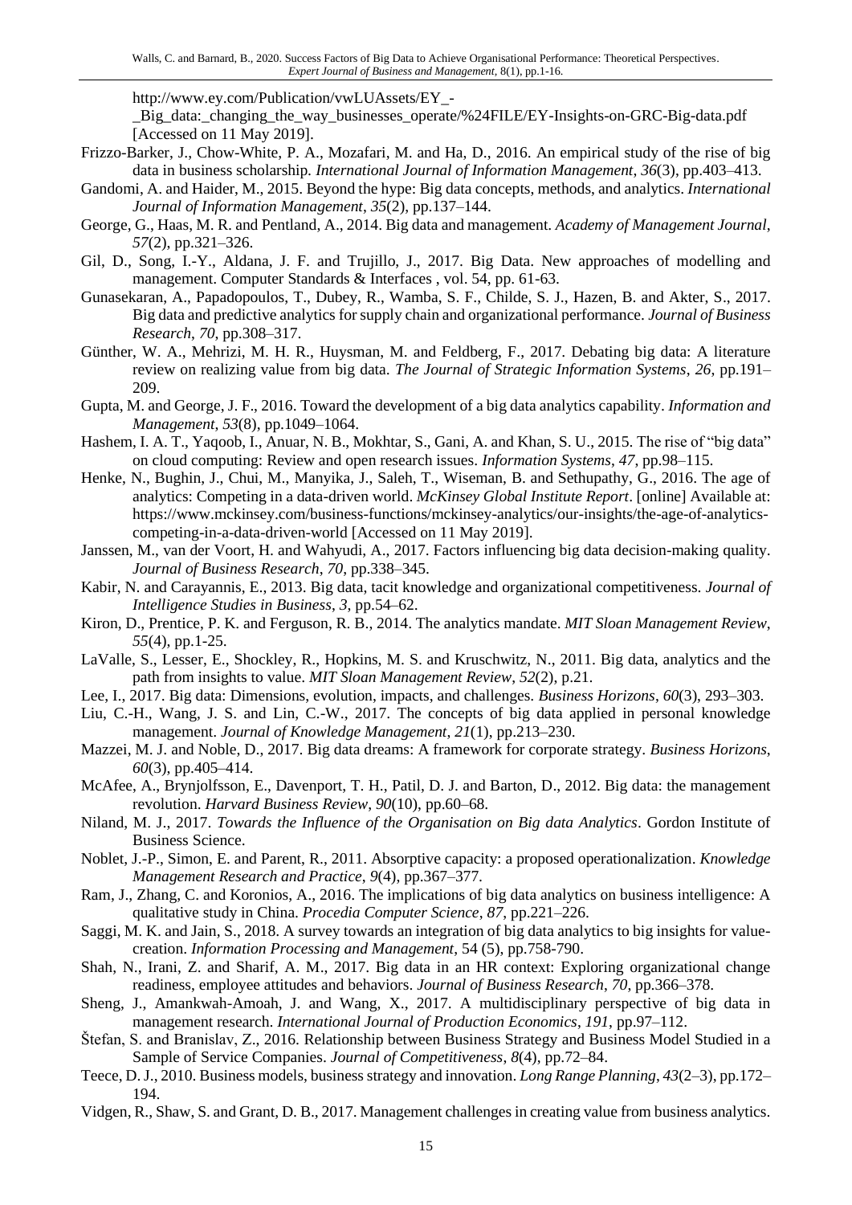http://www.ey.com/Publication/vwLUAssets/EY_-_Big_data:_changing_the_way_businesses_operate/%24FILE/EY-Insights-on-GRC-Big-data.pdf [Accessed on 11 May 2019].

Frizzo-Barker, J., Chow-White, P. A., Mozafari, M. and Ha, D., 2016. An empirical study of the rise of big data in business scholarship. *International Journal of Information Management*, *36*(3), pp.403–413.

Gandomi, A. and Haider, M., 2015. Beyond the hype: Big data concepts, methods, and analytics. *International Journal of Information Management*, *35*(2), pp.137–144.

George, G., Haas, M. R. and Pentland, A., 2014. Big data and management. *Academy of Management Journal*, *57*(2), pp.321–326.

Gil, D., Song, I.-Y., Aldana, J. F. and Trujillo, J., 2017. Big Data. New approaches of modelling and management. Computer Standards & Interfaces , vol. 54, pp. 61-63.

Gunasekaran, A., Papadopoulos, T., Dubey, R., Wamba, S. F., Childe, S. J., Hazen, B. and Akter, S., 2017. Big data and predictive analytics for supply chain and organizational performance. *Journal of Business Research*, *70*, pp.308–317.

Günther, W. A., Mehrizi, M. H. R., Huysman, M. and Feldberg, F., 2017. Debating big data: A literature review on realizing value from big data. *The Journal of Strategic Information Systems*, *26*, pp.191–209.

Gupta, M. and George, J. F., 2016. Toward the development of a big data analytics capability. *Information and Management*, *53*(8), pp.1049–1064.

Hashem, I. A. T., Yaqoob, I., Anuar, N. B., Mokhtar, S., Gani, A. and Khan, S. U., 2015. The rise of "big data" on cloud computing: Review and open research issues. *Information Systems*, *47*, pp.98–115.

Henke, N., Bughin, J., Chui, M., Manyika, J., Saleh, T., Wiseman, B. and Sethupathy, G., 2016. The age of analytics: Competing in a data-driven world. *McKinsey Global Institute Report*. [online] Available at: https://www.mckinsey.com/business-functions/mckinsey-analytics/our-insights/the-age-of-analytics-competing-in-a-data-driven-world [Accessed on 11 May 2019].

Janssen, M., van der Voort, H. and Wahyudi, A., 2017. Factors influencing big data decision-making quality. *Journal of Business Research*, *70*, pp.338–345.

Kabir, N. and Carayannis, E., 2013. Big data, tacit knowledge and organizational competitiveness. *Journal of Intelligence Studies in Business*, *3*, pp.54–62.

Kiron, D., Prentice, P. K. and Ferguson, R. B., 2014. The analytics mandate. *MIT Sloan Management Review*, *55*(4), pp.1-25.

LaValle, S., Lesser, E., Shockley, R., Hopkins, M. S. and Kruschwitz, N., 2011. Big data, analytics and the path from insights to value. *MIT Sloan Management Review*, *52*(2), p.21.

Lee, I., 2017. Big data: Dimensions, evolution, impacts, and challenges. *Business Horizons*, *60*(3), 293–303.

Liu, C.-H., Wang, J. S. and Lin, C.-W., 2017. The concepts of big data applied in personal knowledge management. *Journal of Knowledge Management*, *21*(1), pp.213–230.

Mazzei, M. J. and Noble, D., 2017. Big data dreams: A framework for corporate strategy. *Business Horizons*, *60*(3), pp.405–414.

McAfee, A., Brynjolfsson, E., Davenport, T. H., Patil, D. J. and Barton, D., 2012. Big data: the management revolution. *Harvard Business Review*, *90*(10), pp.60–68.

Niland, M. J., 2017. *Towards the Influence of the Organisation on Big data Analytics*. Gordon Institute of Business Science.

Noblet, J.-P., Simon, E. and Parent, R., 2011. Absorptive capacity: a proposed operationalization. *Knowledge Management Research and Practice*, *9*(4), pp.367–377.

Ram, J., Zhang, C. and Koronios, A., 2016. The implications of big data analytics on business intelligence: A qualitative study in China. *Procedia Computer Science*, *87*, pp.221–226.

Saggi, M. K. and Jain, S., 2018. A survey towards an integration of big data analytics to big insights for value-creation. *Information Processing and Management*, 54 (5), pp.758-790.

Shah, N., Irani, Z. and Sharif, A. M., 2017. Big data in an HR context: Exploring organizational change readiness, employee attitudes and behaviors. *Journal of Business Research*, *70*, pp.366–378.

Sheng, J., Amankwah-Amoah, J. and Wang, X., 2017. A multidisciplinary perspective of big data in management research. *International Journal of Production Economics*, *191*, pp.97–112.

Štefan, S. and Branislav, Z., 2016. Relationship between Business Strategy and Business Model Studied in a Sample of Service Companies. *Journal of Competitiveness*, *8*(4), pp.72–84.

Teece, D. J., 2010. Business models, business strategy and innovation. *Long Range Planning*, *43*(2–3), pp.172–194.

Vidgen, R., Shaw, S. and Grant, D. B., 2017. Management challenges in creating value from business analytics.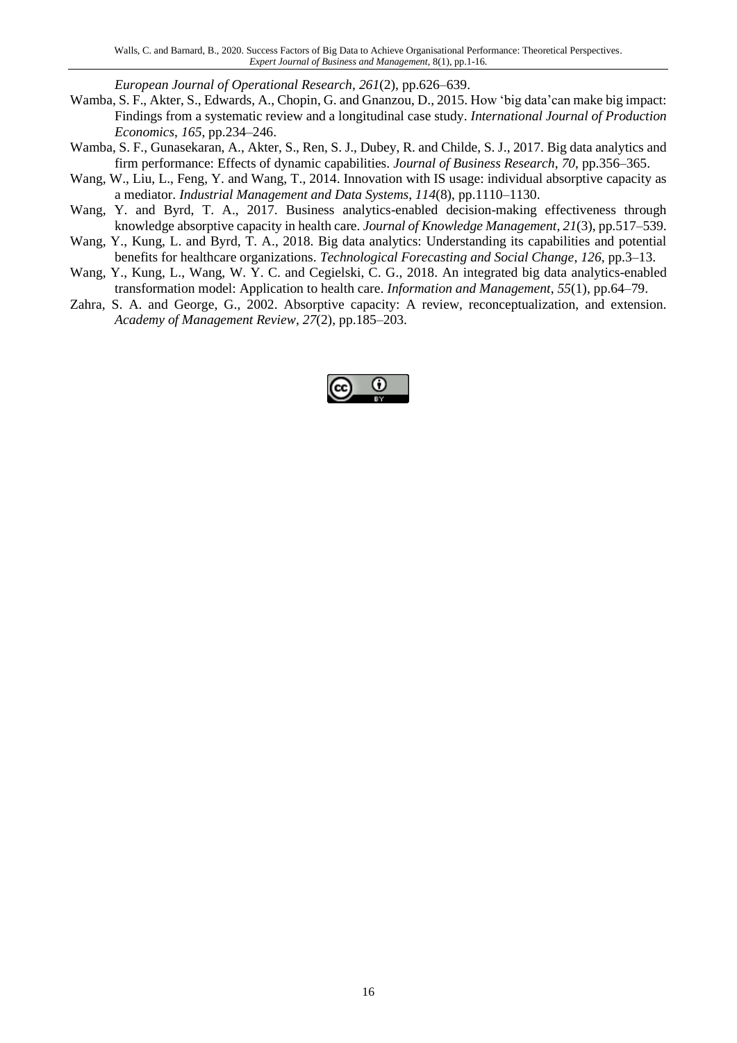*European Journal of Operational Research*, *261*(2), pp.626–639.

Wamba, S. F., Akter, S., Edwards, A., Chopin, G. and Gnanzou, D., 2015. How 'big data'can make big impact: Findings from a systematic review and a longitudinal case study. *International Journal of Production Economics*, *165*, pp.234–246.

Wamba, S. F., Gunasekaran, A., Akter, S., Ren, S. J., Dubey, R. and Childe, S. J., 2017. Big data analytics and firm performance: Effects of dynamic capabilities. *Journal of Business Research*, *70*, pp.356–365.

Wang, W., Liu, L., Feng, Y. and Wang, T., 2014. Innovation with IS usage: individual absorptive capacity as a mediator. *Industrial Management and Data Systems*, *114*(8), pp.1110–1130.

Wang, Y. and Byrd, T. A., 2017. Business analytics-enabled decision-making effectiveness through knowledge absorptive capacity in health care. *Journal of Knowledge Management*, *21*(3), pp.517–539.

Wang, Y., Kung, L. and Byrd, T. A., 2018. Big data analytics: Understanding its capabilities and potential benefits for healthcare organizations. *Technological Forecasting and Social Change*, *126*, pp.3–13.

Wang, Y., Kung, L., Wang, W. Y. C. and Cegielski, C. G., 2018. An integrated big data analytics-enabled transformation model: Application to health care. *Information and Management*, *55*(1), pp.64–79.

Zahra, S. A. and George, G., 2002. Absorptive capacity: A review, reconceptualization, and extension. *Academy of Management Review*, *27*(2), pp.185–203.